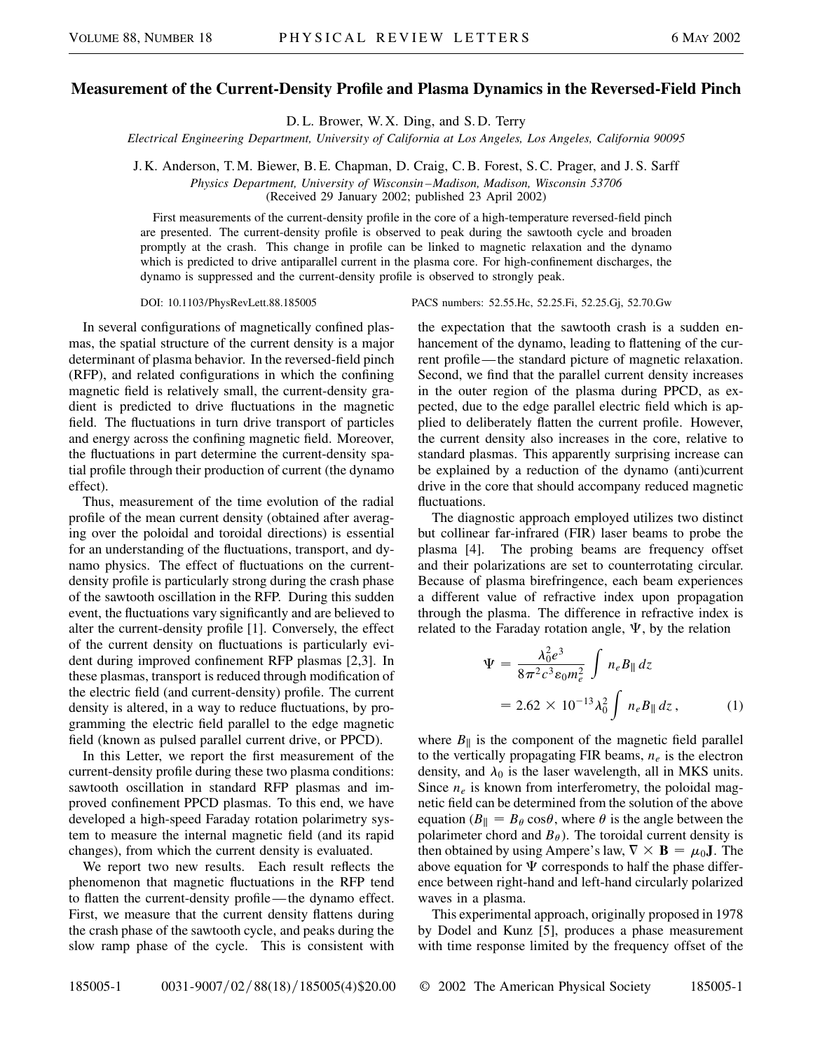# Measurement of the Current-Density Profile and Plasma Dynamics in the Reversed-Field Pinch

D. L. Brower, W. X. Ding, and S. D. Terry

*Electrical Engineering Department, University of California at Los Angeles, Los Angeles, California 90095*

J. K. Anderson, T. M. Biewer, B. E. Chapman, D. Craig, C. B. Forest, S. C. Prager, and J. S. Sarff

*Physics Department, University of Wisconsin–Madison, Madison, Wisconsin 53706*

(Received 29 January 2002; published 23 April 2002)

First measurements of the current-density profile in the core of a high-temperature reversed-field pinch are presented. The current-density profile is observed to peak during the sawtooth cycle and broaden promptly at the crash. This change in profile can be linked to magnetic relaxation and the dynamo which is predicted to drive antiparallel current in the plasma core. For high-confinement discharges, the dynamo is suppressed and the current-density profile is observed to strongly peak.

DOI: 10.1103/PhysRevLett.88.185005 PACS numbers: 52.55.Hc, 52.25.Fi, 52.25.Gj, 52.70.Gw

In several configurations of magnetically confined plasmas, the spatial structure of the current density is a major determinant of plasma behavior. In the reversed-field pinch (RFP), and related configurations in which the confining magnetic field is relatively small, the current-density gradient is predicted to drive fluctuations in the magnetic field. The fluctuations in turn drive transport of particles and energy across the confining magnetic field. Moreover, the fluctuations in part determine the current-density spatial profile through their production of current (the dynamo effect).

Thus, measurement of the time evolution of the radial profile of the mean current density (obtained after averaging over the poloidal and toroidal directions) is essential for an understanding of the fluctuations, transport, and dynamo physics. The effect of fluctuations on the current-density profile is particularly strong during the crash phase of the sawtooth oscillation in the RFP. During this sudden event, the fluctuations vary significantly and are believed to alter the current-density profile [1]. Conversely, the effect of the current density on fluctuations is particularly evident during improved confinement RFP plasmas [2,3]. In these plasmas, transport is reduced through modification of the electric field (and current-density) profile. The current density is altered, in a way to reduce fluctuations, by programming the electric field parallel to the edge magnetic field (known as pulsed parallel current drive, or PPCD).

In this Letter, we report the first measurement of the current-density profile during these two plasma conditions: sawtooth oscillation in standard RFP plasmas and improved confinement PPCD plasmas. To this end, we have developed a high-speed Faraday rotation polarimetry system to measure the internal magnetic field (and its rapid changes), from which the current density is evaluated.

We report two new results. Each result reflects the phenomenon that magnetic fluctuations in the RFP tend to flatten the current-density profile—the dynamo effect. First, we measure that the current density flattens during the crash phase of the sawtooth cycle, and peaks during the slow ramp phase of the cycle. This is consistent with the expectation that the sawtooth crash is a sudden enhancement of the dynamo, leading to flattening of the current profile—the standard picture of magnetic relaxation. Second, we find that the parallel current density increases in the outer region of the plasma during PPCD, as expected, due to the edge parallel electric field which is applied to deliberately flatten the current profile. However, the current density also increases in the core, relative to standard plasmas. This apparently surprising increase can be explained by a reduction of the dynamo (anti)current drive in the core that should accompany reduced magnetic fluctuations.

The diagnostic approach employed utilizes two distinct but collinear far-infrared (FIR) laser beams to probe the plasma [4]. The probing beams are frequency offset and their polarizations are set to counterrotating circular. Because of plasma birefringence, each beam experiences a different value of refractive index upon propagation through the plasma. The difference in refractive index is related to the Faraday rotation angle, $\Psi$, by the relation

$$\Psi = \frac{\lambda_0^2 e^3}{8\pi^2 c^3 \varepsilon_0 m_e^2} \int n_e B_\parallel \, dz$$
$$= 2.62 \times 10^{-13} \lambda_0^2 \int n_e B_\parallel \, dz \,, \qquad (1)$$

where $B_\parallel$ is the component of the magnetic field parallel to the vertically propagating FIR beams, $n_e$ is the electron density, and $\lambda_0$ is the laser wavelength, all in MKS units. Since $n_e$ is known from interferometry, the poloidal magnetic field can be determined from the solution of the above equation ($B_\parallel = B_\theta \cos\theta$, where $\theta$ is the angle between the polarimeter chord and $B_\theta$). The toroidal current density is then obtained by using Ampere's law, $\nabla \times \mathbf{B} = \mu_0 \mathbf{J}$. The above equation for $\Psi$ corresponds to half the phase difference between right-hand and left-hand circularly polarized waves in a plasma.

This experimental approach, originally proposed in 1978 by Dodel and Kunz [5], produces a phase measurement with time response limited by the frequency offset of the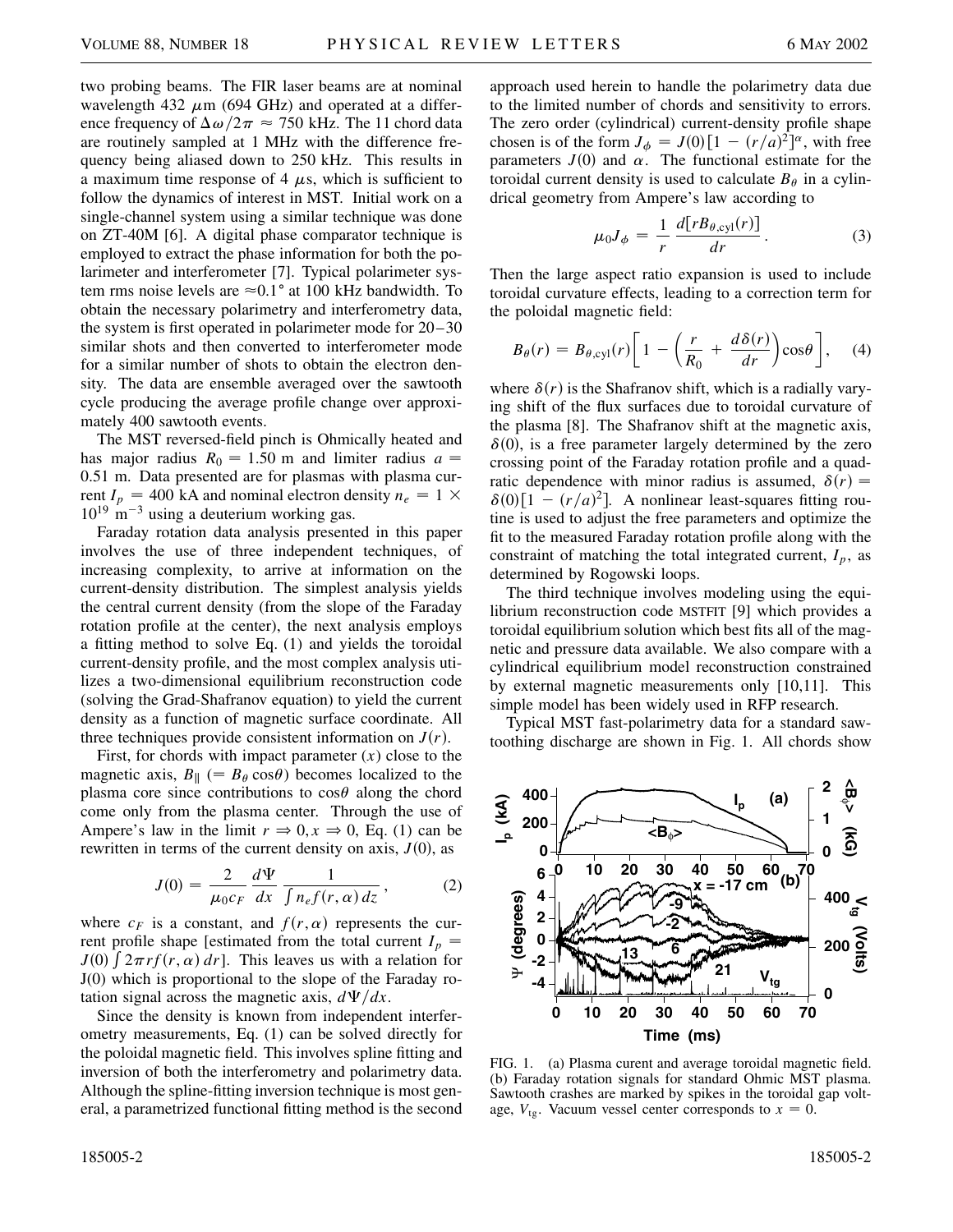two probing beams. The FIR laser beams are at nominal wavelength 432 $\mu$m (694 GHz) and operated at a difference frequency of $\Delta\omega/2\pi \approx 750$ kHz. The 11 chord data are routinely sampled at 1 MHz with the difference frequency being aliased down to 250 kHz. This results in a maximum time response of 4 $\mu$s, which is sufficient to follow the dynamics of interest in MST. Initial work on a single-channel system using a similar technique was done on ZT-40M [6]. A digital phase comparator technique is employed to extract the phase information for both the polarimeter and interferometer [7]. Typical polarimeter system rms noise levels are $\approx 0.1°$ at 100 kHz bandwidth. To obtain the necessary polarimetry and interferometry data, the system is first operated in polarimeter mode for 20–30 similar shots and then converted to interferometer mode for a similar number of shots to obtain the electron density. The data are ensemble averaged over the sawtooth cycle producing the average profile change over approximately 400 sawtooth events.

The MST reversed-field pinch is Ohmically heated and has major radius $R_0 = 1.50$ m and limiter radius $a = 0.51$ m. Data presented are for plasmas with plasma current $I_p = 400$ kA and nominal electron density $n_e = 1 \times 10^{19}$ m$^{-3}$ using a deuterium working gas.

Faraday rotation data analysis presented in this paper involves the use of three independent techniques, of increasing complexity, to arrive at information on the current-density distribution. The simplest analysis yields the central current density (from the slope of the Faraday rotation profile at the center), the next analysis employs a fitting method to solve Eq. (1) and yields the toroidal current-density profile, and the most complex analysis utilizes a two-dimensional equilibrium reconstruction code (solving the Grad-Shafranov equation) to yield the current density as a function of magnetic surface coordinate. All three techniques provide consistent information on $J(r)$.

First, for chords with impact parameter ($x$) close to the magnetic axis, $B_\parallel$ ($= B_\theta \cos\theta$) becomes localized to the plasma core since contributions to $\cos\theta$ along the chord come only from the plasma center. Through the use of Ampere's law in the limit $r \Rightarrow 0, x \Rightarrow 0$, Eq. (1) can be rewritten in terms of the current density on axis, $J(0)$, as

$$J(0) = \frac{2}{\mu_0 c_F} \frac{d\Psi}{dx} \frac{1}{\int n_e f(r, \alpha)\, dz}, \tag{2}$$

where $c_F$ is a constant, and $f(r, \alpha)$ represents the current profile shape [estimated from the total current $I_p = J(0) \int 2\pi r f(r, \alpha)\, dr$]. This leaves us with a relation for J(0) which is proportional to the slope of the Faraday rotation signal across the magnetic axis, $d\Psi/dx$.

Since the density is known from independent interferometry measurements, Eq. (1) can be solved directly for the poloidal magnetic field. This involves spline fitting and inversion of both the interferometry and polarimetry data. Although the spline-fitting inversion technique is most general, a parametrized functional fitting method is the second approach used herein to handle the polarimetry data due to the limited number of chords and sensitivity to errors. The zero order (cylindrical) current-density profile shape chosen is of the form $J_\phi = J(0)[1 - (r/a)^2]^\alpha$, with free parameters $J(0)$ and $\alpha$. The functional estimate for the toroidal current density is used to calculate $B_\theta$ in a cylindrical geometry from Ampere's law according to

$$\mu_0 J_\phi = \frac{1}{r} \frac{d[r B_{\theta,\text{cyl}}(r)]}{dr}. \tag{3}$$

Then the large aspect ratio expansion is used to include toroidal curvature effects, leading to a correction term for the poloidal magnetic field:

$$B_\theta(r) = B_{\theta,\text{cyl}}(r)\left[1 - \left(\frac{r}{R_0} + \frac{d\delta(r)}{dr}\right)\cos\theta\right], \tag{4}$$

where $\delta(r)$ is the Shafranov shift, which is a radially varying shift of the flux surfaces due to toroidal curvature of the plasma [8]. The Shafranov shift at the magnetic axis, $\delta(0)$, is a free parameter largely determined by the zero crossing point of the Faraday rotation profile and a quadratic dependence with minor radius is assumed, $\delta(r) = \delta(0)[1 - (r/a)^2]$. A nonlinear least-squares fitting routine is used to adjust the free parameters and optimize the fit to the measured Faraday rotation profile along with the constraint of matching the total integrated current, $I_p$, as determined by Rogowski loops.

The third technique involves modeling using the equilibrium reconstruction code MSTFIT [9] which provides a toroidal equilibrium solution which best fits all of the magnetic and pressure data available. We also compare with a cylindrical equilibrium model reconstruction constrained by external magnetic measurements only [10,11]. This simple model has been widely used in RFP research.

Typical MST fast-polarimetry data for a standard sawtoothing discharge are shown in Fig. 1. All chords show

FIG. 1. (a) Plasma curent and average toroidal magnetic field. (b) Faraday rotation signals for standard Ohmic MST plasma. Sawtooth crashes are marked by spikes in the toroidal gap voltage, $V_{tg}$. Vacuum vessel center corresponds to $x = 0$.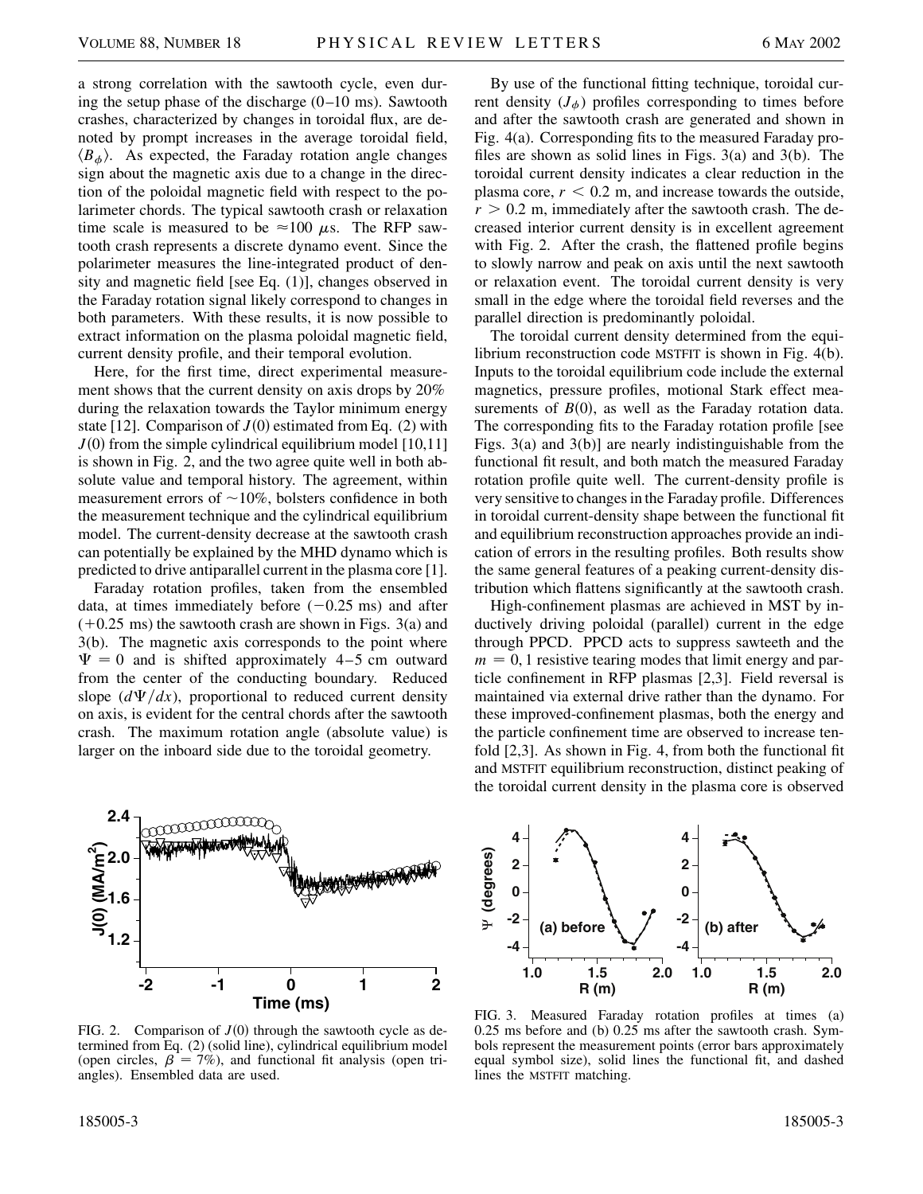a strong correlation with the sawtooth cycle, even during the setup phase of the discharge (0–10 ms). Sawtooth crashes, characterized by changes in toroidal flux, are denoted by prompt increases in the average toroidal field, $\langle B_\phi \rangle$. As expected, the Faraday rotation angle changes sign about the magnetic axis due to a change in the direction of the poloidal magnetic field with respect to the polarimeter chords. The typical sawtooth crash or relaxation time scale is measured to be $\approx 100\ \mu$s. The RFP sawtooth crash represents a discrete dynamo event. Since the polarimeter measures the line-integrated product of density and magnetic field [see Eq. (1)], changes observed in the Faraday rotation signal likely correspond to changes in both parameters. With these results, it is now possible to extract information on the plasma poloidal magnetic field, current density profile, and their temporal evolution.

Here, for the first time, direct experimental measurement shows that the current density on axis drops by 20% during the relaxation towards the Taylor minimum energy state [12]. Comparison of $J(0)$ estimated from Eq. (2) with $J(0)$ from the simple cylindrical equilibrium model [10,11] is shown in Fig. 2, and the two agree quite well in both absolute value and temporal history. The agreement, within measurement errors of $\sim 10\%$, bolsters confidence in both the measurement technique and the cylindrical equilibrium model. The current-density decrease at the sawtooth crash can potentially be explained by the MHD dynamo which is predicted to drive antiparallel current in the plasma core [1].

Faraday rotation profiles, taken from the ensembled data, at times immediately before ($-0.25$ ms) and after ($+0.25$ ms) the sawtooth crash are shown in Figs. 3(a) and 3(b). The magnetic axis corresponds to the point where $\Psi = 0$ and is shifted approximately 4–5 cm outward from the center of the conducting boundary. Reduced slope ($d\Psi/dx$), proportional to reduced current density on axis, is evident for the central chords after the sawtooth crash. The maximum rotation angle (absolute value) is larger on the inboard side due to the toroidal geometry.

By use of the functional fitting technique, toroidal current density ($J_\phi$) profiles corresponding to times before and after the sawtooth crash are generated and shown in Fig. 4(a). Corresponding fits to the measured Faraday profiles are shown as solid lines in Figs. 3(a) and 3(b). The toroidal current density indicates a clear reduction in the plasma core, $r < 0.2$ m, and increase towards the outside, $r > 0.2$ m, immediately after the sawtooth crash. The decreased interior current density is in excellent agreement with Fig. 2. After the crash, the flattened profile begins to slowly narrow and peak on axis until the next sawtooth or relaxation event. The toroidal current density is very small in the edge where the toroidal field reverses and the parallel direction is predominantly poloidal.

The toroidal current density determined from the equilibrium reconstruction code MSTFIT is shown in Fig. 4(b). Inputs to the toroidal equilibrium code include the external magnetics, pressure profiles, motional Stark effect measurements of $B(0)$, as well as the Faraday rotation data. The corresponding fits to the Faraday rotation profile [see Figs. 3(a) and 3(b)] are nearly indistinguishable from the functional fit result, and both match the measured Faraday rotation profile quite well. The current-density profile is very sensitive to changes in the Faraday profile. Differences in toroidal current-density shape between the functional fit and equilibrium reconstruction approaches provide an indication of errors in the resulting profiles. Both results show the same general features of a peaking current-density distribution which flattens significantly at the sawtooth crash.

High-confinement plasmas are achieved in MST by inductively driving poloidal (parallel) current in the edge through PPCD. PPCD acts to suppress sawteeth and the $m = 0, 1$ resistive tearing modes that limit energy and particle confinement in RFP plasmas [2,3]. Field reversal is maintained via external drive rather than the dynamo. For these improved-confinement plasmas, both the energy and the particle confinement time are observed to increase tenfold [2,3]. As shown in Fig. 4, from both the functional fit and MSTFIT equilibrium reconstruction, distinct peaking of the toroidal current density in the plasma core is observed

FIG. 2. Comparison of $J(0)$ through the sawtooth cycle as determined from Eq. (2) (solid line), cylindrical equilibrium model (open circles, $\beta = 7\%$), and functional fit analysis (open triangles). Ensembled data are used.

FIG. 3. Measured Faraday rotation profiles at times (a) 0.25 ms before and (b) 0.25 ms after the sawtooth crash. Symbols represent the measurement points (error bars approximately equal symbol size), solid lines the functional fit, and dashed lines the MSTFIT matching.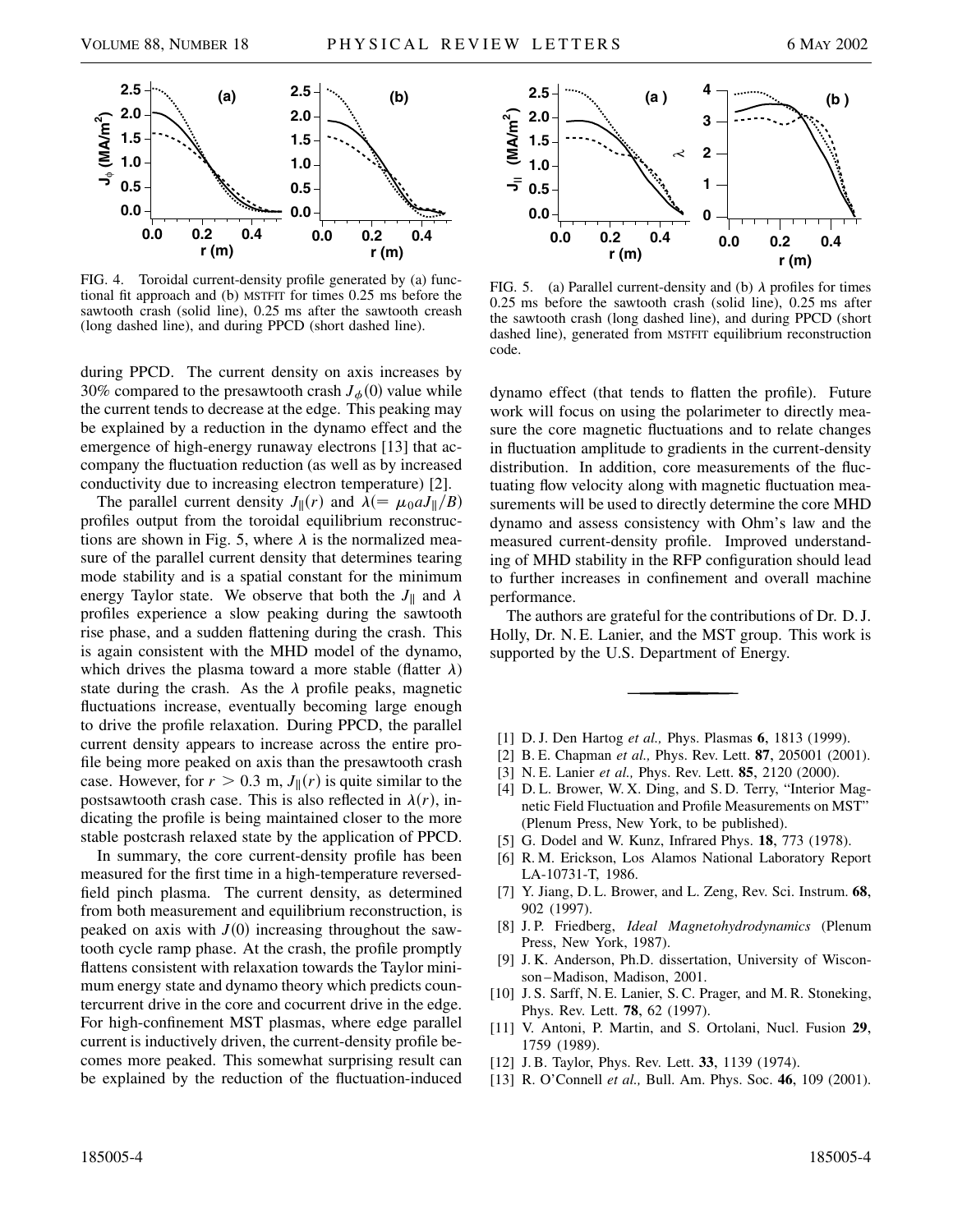(a)

2.5
2.0
1.5
1.0
0.5
0.0

$J_\phi$ (MA/m$^2$)

0.0 0.2 0.4

r (m)

(b)

2.5
2.0
1.5
1.0
0.5
0.0

0.0 0.2 0.4

r (m)

FIG. 4. Toroidal current-density profile generated by (a) functional fit approach and (b) MSTFIT for times 0.25 ms before the sawtooth crash (solid line), 0.25 ms after the sawtooth creash (long dashed line), and during PPCD (short dashed line).

during PPCD. The current density on axis increases by 30% compared to the presawtooth crash $J_\phi(0)$ value while the current tends to decrease at the edge. This peaking may be explained by a reduction in the dynamo effect and the emergence of high-energy runaway electrons [13] that accompany the fluctuation reduction (as well as by increased conductivity due to increasing electron temperature) [2].

The parallel current density $J_\parallel(r)$ and $\lambda (= \mu_0 a J_\parallel / B)$ profiles output from the toroidal equilibrium reconstructions are shown in Fig. 5, where $\lambda$ is the normalized measure of the parallel current density that determines tearing mode stability and is a spatial constant for the minimum energy Taylor state. We observe that both the $J_\parallel$ and $\lambda$ profiles experience a slow peaking during the sawtooth rise phase, and a sudden flattening during the crash. This is again consistent with the MHD model of the dynamo, which drives the plasma toward a more stable (flatter $\lambda$) state during the crash. As the $\lambda$ profile peaks, magnetic fluctuations increase, eventually becoming large enough to drive the profile relaxation. During PPCD, the parallel current density appears to increase across the entire profile being more peaked on axis than the presawtooth crash case. However, for $r > 0.3$ m, $J_\parallel(r)$ is quite similar to the postsawtooth crash case. This is also reflected in $\lambda(r)$, indicating the profile is being maintained closer to the more stable postcrash relaxed state by the application of PPCD.

In summary, the core current-density profile has been measured for the first time in a high-temperature reversed-field pinch plasma. The current density, as determined from both measurement and equilibrium reconstruction, is peaked on axis with $J(0)$ increasing throughout the sawtooth cycle ramp phase. At the crash, the profile promptly flattens consistent with relaxation towards the Taylor minimum energy state and dynamo theory which predicts countercurrent drive in the core and cocurrent drive in the edge. For high-confinement MST plasmas, where edge parallel current is inductively driven, the current-density profile becomes more peaked. This somewhat surprising result can be explained by the reduction of the fluctuation-induced

(a )

2.5
2.0
1.5
1.0
0.5
0.0

$J_\parallel$ (MA/m$^2$)

0.0 0.2 0.4

r (m)

(b )

4
3
2
1
0

$\lambda$

0.0 0.2 0.4

r (m)

FIG. 5. (a) Parallel current-density and (b) $\lambda$ profiles for times 0.25 ms before the sawtooth crash (solid line), 0.25 ms after the sawtooth crash (long dashed line), and during PPCD (short dashed line), generated from MSTFIT equilibrium reconstruction code.

dynamo effect (that tends to flatten the profile). Future work will focus on using the polarimeter to directly measure the core magnetic fluctuations and to relate changes in fluctuation amplitude to gradients in the current-density distribution. In addition, core measurements of the fluctuating flow velocity along with magnetic fluctuation measurements will be used to directly determine the core MHD dynamo and assess consistency with Ohm's law and the measured current-density profile. Improved understanding of MHD stability in the RFP configuration should lead to further increases in confinement and overall machine performance.

The authors are grateful for the contributions of Dr. D. J. Holly, Dr. N. E. Lanier, and the MST group. This work is supported by the U.S. Department of Energy.

---

[1] D. J. Den Hartog *et al.,* Phys. Plasmas **6**, 1813 (1999).
[2] B. E. Chapman *et al.,* Phys. Rev. Lett. **87**, 205001 (2001).
[3] N. E. Lanier *et al.,* Phys. Rev. Lett. **85**, 2120 (2000).
[4] D. L. Brower, W. X. Ding, and S. D. Terry, "Interior Magnetic Field Fluctuation and Profile Measurements on MST" (Plenum Press, New York, to be published).
[5] G. Dodel and W. Kunz, Infrared Phys. **18**, 773 (1978).
[6] R. M. Erickson, Los Alamos National Laboratory Report LA-10731-T, 1986.
[7] Y. Jiang, D. L. Brower, and L. Zeng, Rev. Sci. Instrum. **68**, 902 (1997).
[8] J. P. Friedberg, *Ideal Magnetohydrodynamics* (Plenum Press, New York, 1987).
[9] J. K. Anderson, Ph.D. dissertation, University of Wisconson–Madison, Madison, 2001.
[10] J. S. Sarff, N. E. Lanier, S. C. Prager, and M. R. Stoneking, Phys. Rev. Lett. **78**, 62 (1997).
[11] V. Antoni, P. Martin, and S. Ortolani, Nucl. Fusion **29**, 1759 (1989).
[12] J. B. Taylor, Phys. Rev. Lett. **33**, 1139 (1974).
[13] R. O'Connell *et al.,* Bull. Am. Phys. Soc. **46**, 109 (2001).